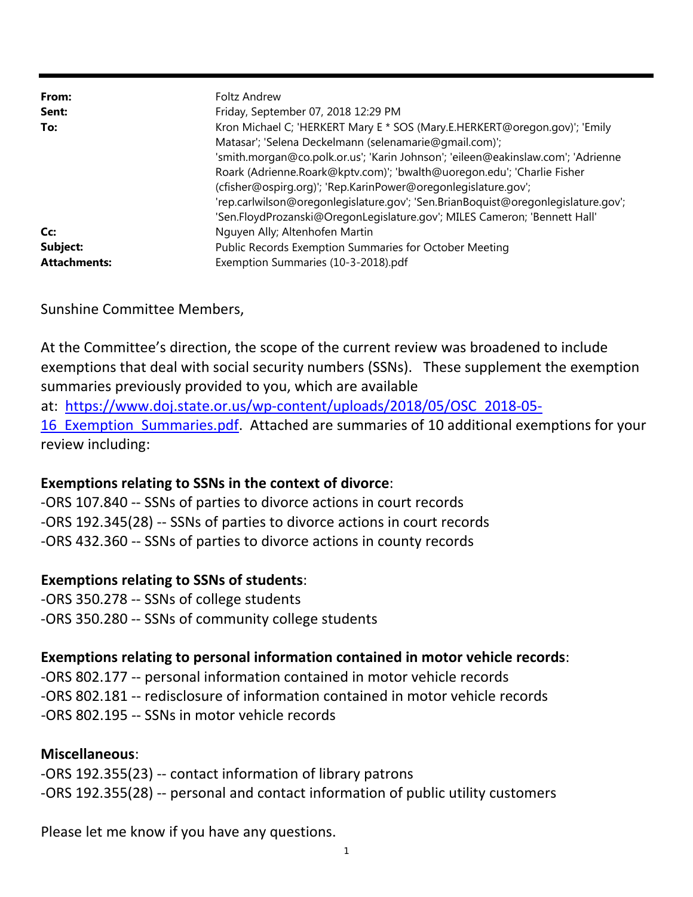**From:** Foltz Andrew
**Sent:** Friday, September 07, 2018 12:29 PM
**To:** Kron Michael C; 'HERKERT Mary E * SOS (Mary.E.HERKERT@oregon.gov)'; 'Emily Matasar'; 'Selena Deckelmann (selenamarie@gmail.com)'; 'smith.morgan@co.polk.or.us'; 'Karin Johnson'; 'eileen@eakinslaw.com'; 'Adrienne Roark (Adrienne.Roark@kptv.com)'; 'bwalth@uoregon.edu'; 'Charlie Fisher (cfisher@ospirg.org)'; 'Rep.KarinPower@oregonlegislature.gov'; 'rep.carlwilson@oregonlegislature.gov'; 'Sen.BrianBoquist@oregonlegislature.gov'; 'Sen.FloydProzanski@OregonLegislature.gov'; MILES Cameron; 'Bennett Hall'
**Cc:** Nguyen Ally; Altenhofen Martin
**Subject:** Public Records Exemption Summaries for October Meeting
**Attachments:** Exemption Summaries (10-3-2018).pdf

Sunshine Committee Members,

At the Committee's direction, the scope of the current review was broadened to include exemptions that deal with social security numbers (SSNs). These supplement the exemption summaries previously provided to you, which are available at: [https://www.doj.state.or.us/wp-content/uploads/2018/05/OSC_2018-05-16_Exemption_Summaries.pdf](https://www.doj.state.or.us/wp-content/uploads/2018/05/OSC_2018-05-16_Exemption_Summaries.pdf). Attached are summaries of 10 additional exemptions for your review including:

**Exemptions relating to SSNs in the context of divorce**:
-ORS 107.840 -- SSNs of parties to divorce actions in court records
-ORS 192.345(28) -- SSNs of parties to divorce actions in court records
-ORS 432.360 -- SSNs of parties to divorce actions in county records

**Exemptions relating to SSNs of students**:
-ORS 350.278 -- SSNs of college students
-ORS 350.280 -- SSNs of community college students

**Exemptions relating to personal information contained in motor vehicle records**:
-ORS 802.177 -- personal information contained in motor vehicle records
-ORS 802.181 -- redisclosure of information contained in motor vehicle records
-ORS 802.195 -- SSNs in motor vehicle records

**Miscellaneous**:
-ORS 192.355(23) -- contact information of library patrons
-ORS 192.355(28) -- personal and contact information of public utility customers

Please let me know if you have any questions.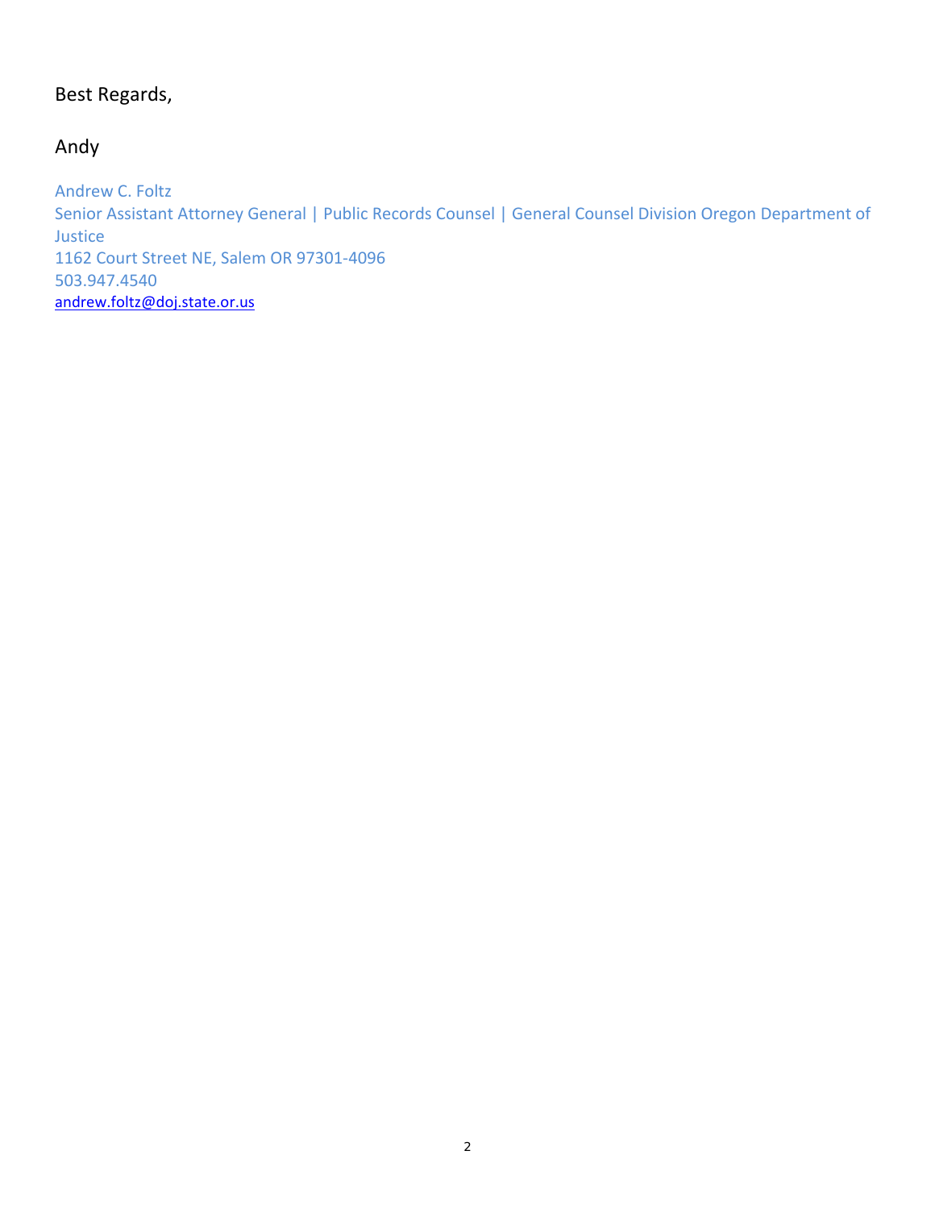Best Regards,

Andy

Andrew C. Foltz
Senior Assistant Attorney General | Public Records Counsel | General Counsel Division Oregon Department of Justice
1162 Court Street NE, Salem OR 97301-4096
503.947.4540
andrew.foltz@doj.state.or.us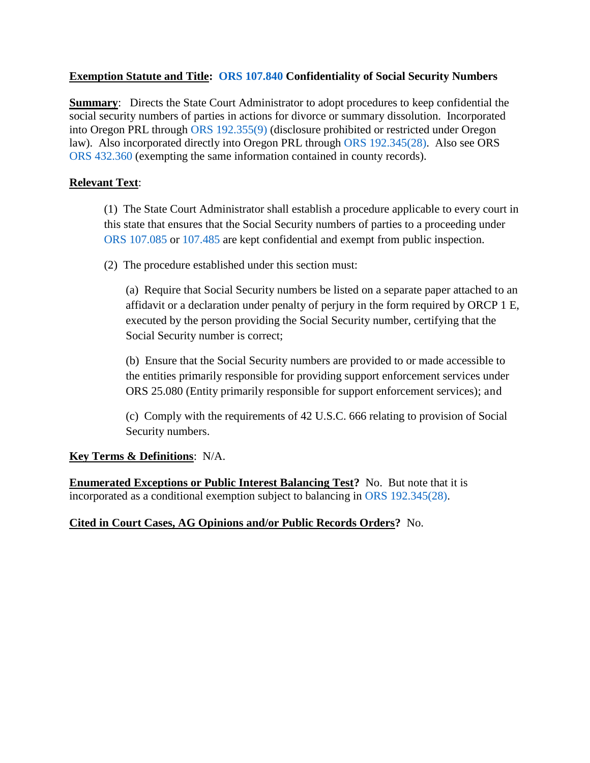**Exemption Statute and Title: ORS 107.840 Confidentiality of Social Security Numbers**

**Summary**: Directs the State Court Administrator to adopt procedures to keep confidential the social security numbers of parties in actions for divorce or summary dissolution. Incorporated into Oregon PRL through ORS 192.355(9) (disclosure prohibited or restricted under Oregon law). Also incorporated directly into Oregon PRL through ORS 192.345(28). Also see ORS ORS 432.360 (exempting the same information contained in county records).

**Relevant Text**:

> (1) The State Court Administrator shall establish a procedure applicable to every court in this state that ensures that the Social Security numbers of parties to a proceeding under ORS 107.085 or 107.485 are kept confidential and exempt from public inspection.
>
> (2) The procedure established under this section must:
>
> > (a) Require that Social Security numbers be listed on a separate paper attached to an affidavit or a declaration under penalty of perjury in the form required by ORCP 1 E, executed by the person providing the Social Security number, certifying that the Social Security number is correct;
> >
> > (b) Ensure that the Social Security numbers are provided to or made accessible to the entities primarily responsible for providing support enforcement services under ORS 25.080 (Entity primarily responsible for support enforcement services); and
> >
> > (c) Comply with the requirements of 42 U.S.C. 666 relating to provision of Social Security numbers.

**Key Terms & Definitions**: N/A.

**Enumerated Exceptions or Public Interest Balancing Test?** No. But note that it is incorporated as a conditional exemption subject to balancing in ORS 192.345(28).

**Cited in Court Cases, AG Opinions and/or Public Records Orders?** No.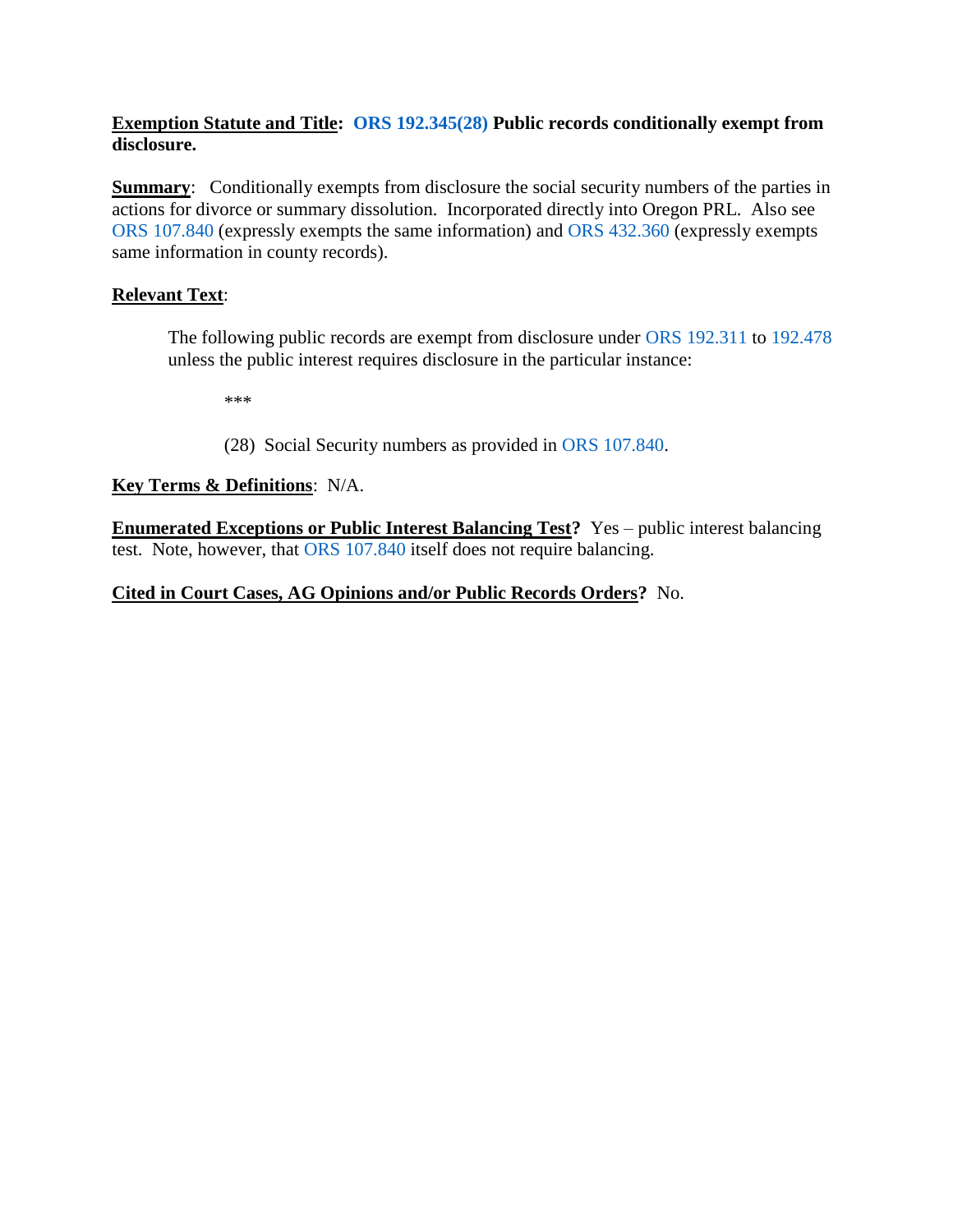**<u>Exemption Statute and Title</u>: ORS 192.345(28) Public records conditionally exempt from disclosure.**

**<u>Summary</u>**: Conditionally exempts from disclosure the social security numbers of the parties in actions for divorce or summary dissolution. Incorporated directly into Oregon PRL. Also see ORS 107.840 (expressly exempts the same information) and ORS 432.360 (expressly exempts same information in county records).

**<u>Relevant Text</u>**:

> The following public records are exempt from disclosure under ORS 192.311 to 192.478 unless the public interest requires disclosure in the particular instance:
>
> ***
>
> (28) Social Security numbers as provided in ORS 107.840.

**<u>Key Terms & Definitions</u>**: N/A.

**<u>Enumerated Exceptions or Public Interest Balancing Test</u>?** Yes – public interest balancing test. Note, however, that ORS 107.840 itself does not require balancing.

**<u>Cited in Court Cases, AG Opinions and/or Public Records Orders</u>?** No.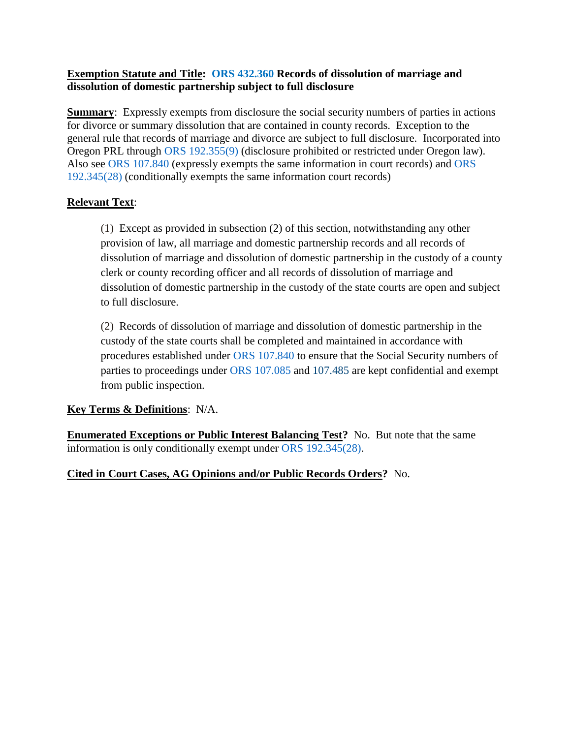**<u>Exemption Statute and Title</u>: ORS 432.360 Records of dissolution of marriage and dissolution of domestic partnership subject to full disclosure**

**<u>Summary</u>**: Expressly exempts from disclosure the social security numbers of parties in actions for divorce or summary dissolution that are contained in county records. Exception to the general rule that records of marriage and divorce are subject to full disclosure. Incorporated into Oregon PRL through ORS 192.355(9) (disclosure prohibited or restricted under Oregon law). Also see ORS 107.840 (expressly exempts the same information in court records) and ORS 192.345(28) (conditionally exempts the same information court records)

**<u>Relevant Text</u>**:

> (1) Except as provided in subsection (2) of this section, notwithstanding any other provision of law, all marriage and domestic partnership records and all records of dissolution of marriage and dissolution of domestic partnership in the custody of a county clerk or county recording officer and all records of dissolution of marriage and dissolution of domestic partnership in the custody of the state courts are open and subject to full disclosure.
>
> (2) Records of dissolution of marriage and dissolution of domestic partnership in the custody of the state courts shall be completed and maintained in accordance with procedures established under ORS 107.840 to ensure that the Social Security numbers of parties to proceedings under ORS 107.085 and 107.485 are kept confidential and exempt from public inspection.

**<u>Key Terms & Definitions</u>**: N/A.

**<u>Enumerated Exceptions or Public Interest Balancing Test</u>?** No. But note that the same information is only conditionally exempt under ORS 192.345(28).

**<u>Cited in Court Cases, AG Opinions and/or Public Records Orders</u>?** No.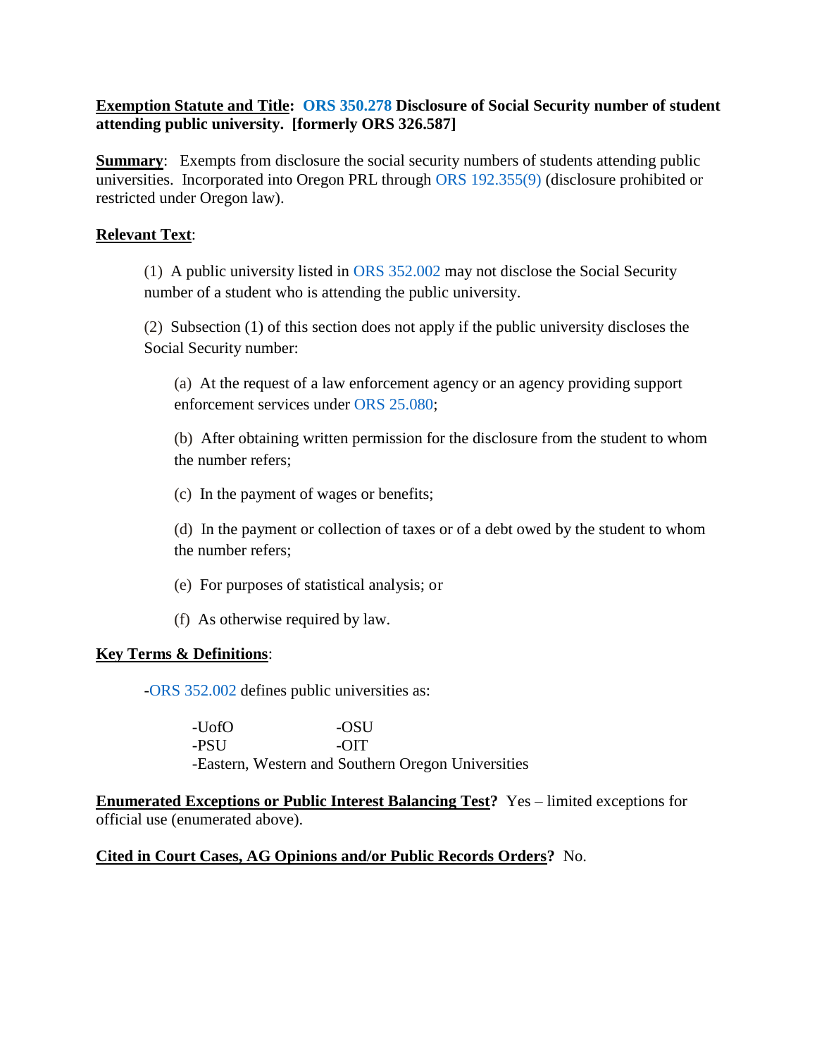**<u>Exemption Statute and Title</u>: ORS 350.278 Disclosure of Social Security number of student attending public university. [formerly ORS 326.587]**

**<u>Summary</u>**: Exempts from disclosure the social security numbers of students attending public universities. Incorporated into Oregon PRL through ORS 192.355(9) (disclosure prohibited or restricted under Oregon law).

**<u>Relevant Text</u>**:

> (1) A public university listed in ORS 352.002 may not disclose the Social Security number of a student who is attending the public university.
>
> (2) Subsection (1) of this section does not apply if the public university discloses the Social Security number:
>
>> (a) At the request of a law enforcement agency or an agency providing support enforcement services under ORS 25.080;
>>
>> (b) After obtaining written permission for the disclosure from the student to whom the number refers;
>>
>> (c) In the payment of wages or benefits;
>>
>> (d) In the payment or collection of taxes or of a debt owed by the student to whom the number refers;
>>
>> (e) For purposes of statistical analysis; or
>>
>> (f) As otherwise required by law.

**<u>Key Terms & Definitions</u>**:

-ORS 352.002 defines public universities as:

- -UofO
- -OSU
- -PSU
- -OIT
- -Eastern, Western and Southern Oregon Universities

**<u>Enumerated Exceptions or Public Interest Balancing Test</u>?** Yes – limited exceptions for official use (enumerated above).

**<u>Cited in Court Cases, AG Opinions and/or Public Records Orders</u>?** No.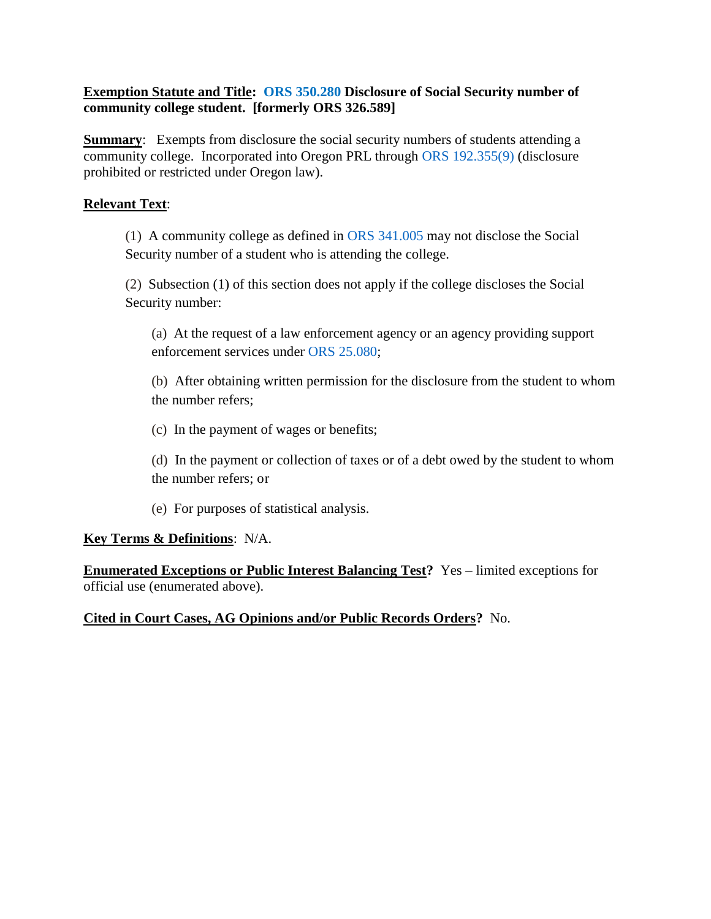**<u>Exemption Statute and Title</u>: ORS 350.280 Disclosure of Social Security number of community college student. [formerly ORS 326.589]**

**<u>Summary</u>**: Exempts from disclosure the social security numbers of students attending a community college. Incorporated into Oregon PRL through ORS 192.355(9) (disclosure prohibited or restricted under Oregon law).

**<u>Relevant Text</u>**:

> (1) A community college as defined in ORS 341.005 may not disclose the Social Security number of a student who is attending the college.
>
> (2) Subsection (1) of this section does not apply if the college discloses the Social Security number:
>
> > (a) At the request of a law enforcement agency or an agency providing support enforcement services under ORS 25.080;
> >
> > (b) After obtaining written permission for the disclosure from the student to whom the number refers;
> >
> > (c) In the payment of wages or benefits;
> >
> > (d) In the payment or collection of taxes or of a debt owed by the student to whom the number refers; or
> >
> > (e) For purposes of statistical analysis.

**<u>Key Terms & Definitions</u>**: N/A.

**<u>Enumerated Exceptions or Public Interest Balancing Test</u>?** Yes – limited exceptions for official use (enumerated above).

**<u>Cited in Court Cases, AG Opinions and/or Public Records Orders</u>?** No.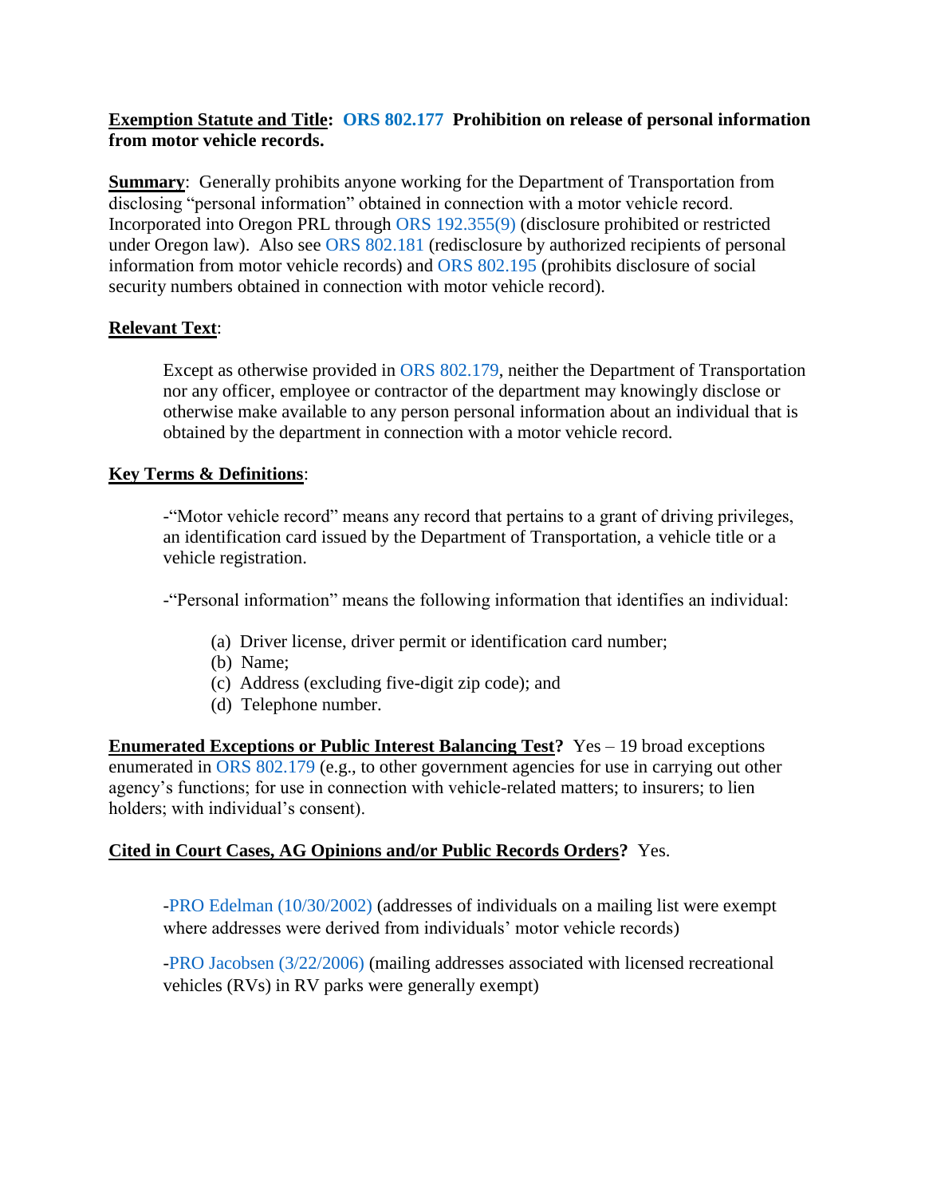**<u>Exemption Statute and Title</u>: ORS 802.177 Prohibition on release of personal information from motor vehicle records.**

**<u>Summary</u>**: Generally prohibits anyone working for the Department of Transportation from disclosing "personal information" obtained in connection with a motor vehicle record. Incorporated into Oregon PRL through ORS 192.355(9) (disclosure prohibited or restricted under Oregon law). Also see ORS 802.181 (redisclosure by authorized recipients of personal information from motor vehicle records) and ORS 802.195 (prohibits disclosure of social security numbers obtained in connection with motor vehicle record).

**<u>Relevant Text</u>**:

> Except as otherwise provided in ORS 802.179, neither the Department of Transportation nor any officer, employee or contractor of the department may knowingly disclose or otherwise make available to any person personal information about an individual that is obtained by the department in connection with a motor vehicle record.

**<u>Key Terms & Definitions</u>**:

-"Motor vehicle record" means any record that pertains to a grant of driving privileges, an identification card issued by the Department of Transportation, a vehicle title or a vehicle registration.

-"Personal information" means the following information that identifies an individual:

(a) Driver license, driver permit or identification card number;
(b) Name;
(c) Address (excluding five-digit zip code); and
(d) Telephone number.

**<u>Enumerated Exceptions or Public Interest Balancing Test</u>?** Yes – 19 broad exceptions enumerated in ORS 802.179 (e.g., to other government agencies for use in carrying out other agency's functions; for use in connection with vehicle-related matters; to insurers; to lien holders; with individual's consent).

**<u>Cited in Court Cases, AG Opinions and/or Public Records Orders</u>?** Yes.

-PRO Edelman (10/30/2002) (addresses of individuals on a mailing list were exempt where addresses were derived from individuals' motor vehicle records)

-PRO Jacobsen (3/22/2006) (mailing addresses associated with licensed recreational vehicles (RVs) in RV parks were generally exempt)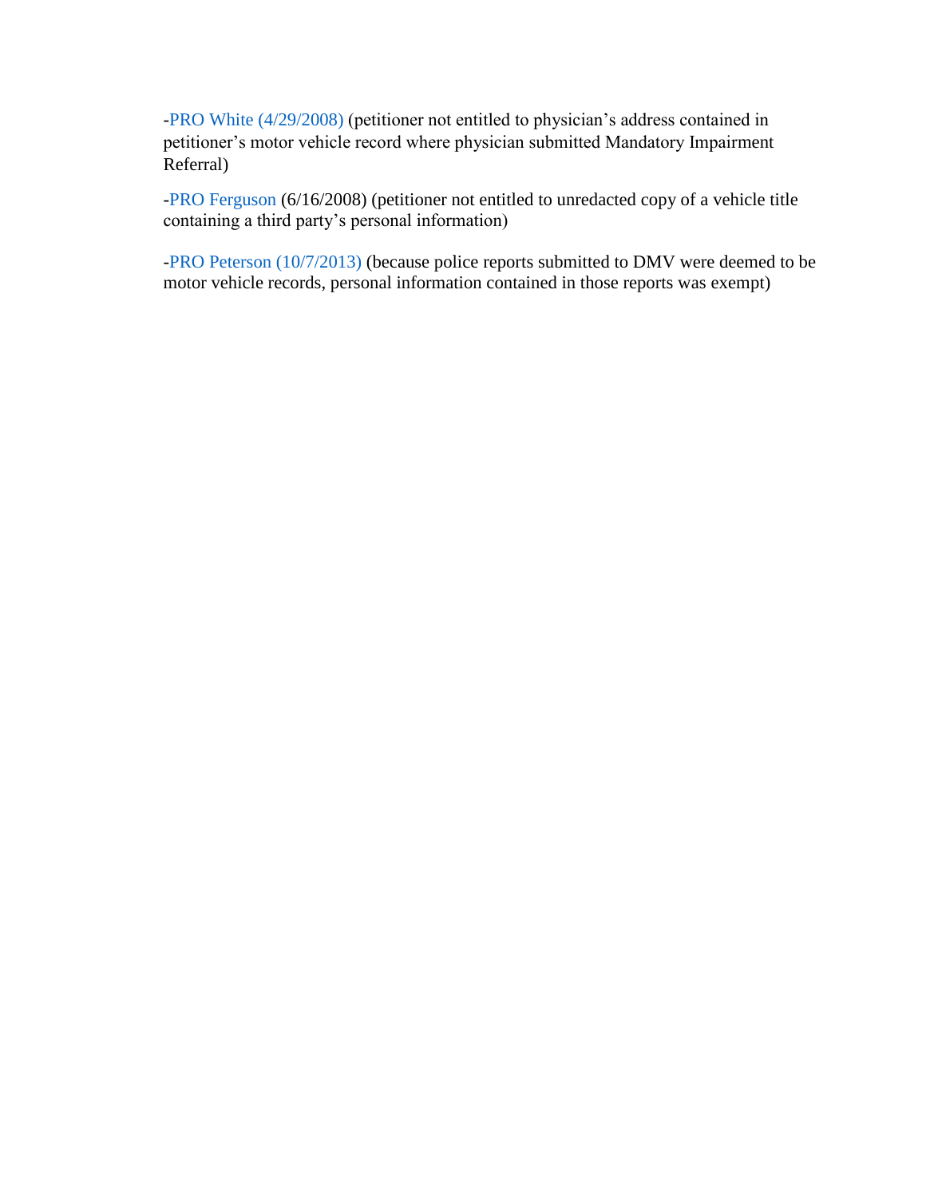-PRO White (4/29/2008) (petitioner not entitled to physician's address contained in petitioner's motor vehicle record where physician submitted Mandatory Impairment Referral)

-PRO Ferguson (6/16/2008) (petitioner not entitled to unredacted copy of a vehicle title containing a third party's personal information)

-PRO Peterson (10/7/2013) (because police reports submitted to DMV were deemed to be motor vehicle records, personal information contained in those reports was exempt)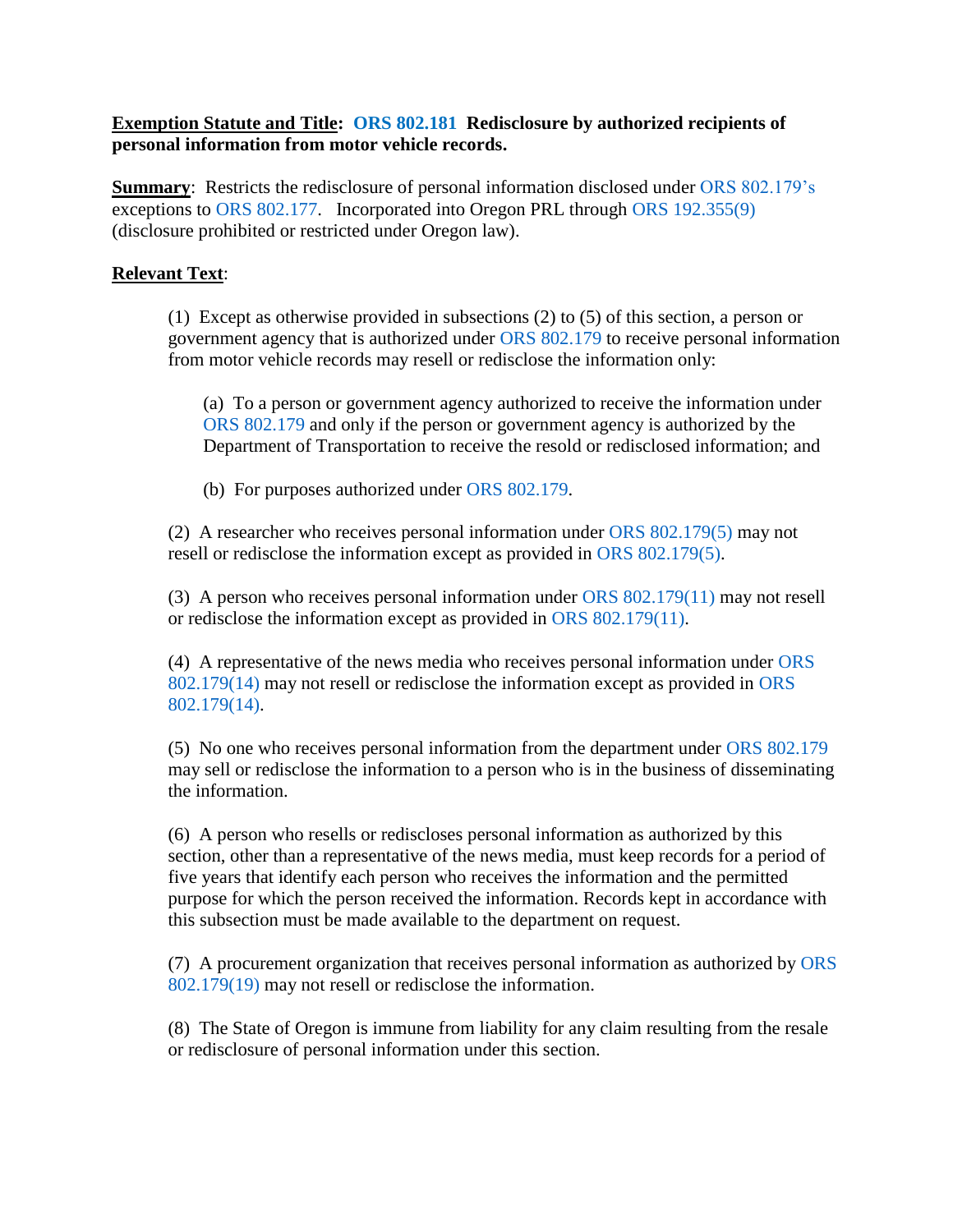**<u>Exemption Statute and Title</u>: ORS 802.181 Redisclosure by authorized recipients of personal information from motor vehicle records.**

**<u>Summary</u>**: Restricts the redisclosure of personal information disclosed under ORS 802.179's exceptions to ORS 802.177. Incorporated into Oregon PRL through ORS 192.355(9) (disclosure prohibited or restricted under Oregon law).

**<u>Relevant Text</u>**:

> (1) Except as otherwise provided in subsections (2) to (5) of this section, a person or government agency that is authorized under ORS 802.179 to receive personal information from motor vehicle records may resell or redisclose the information only:
>
> > (a) To a person or government agency authorized to receive the information under ORS 802.179 and only if the person or government agency is authorized by the Department of Transportation to receive the resold or redisclosed information; and
> >
> > (b) For purposes authorized under ORS 802.179.
>
> (2) A researcher who receives personal information under ORS 802.179(5) may not resell or redisclose the information except as provided in ORS 802.179(5).
>
> (3) A person who receives personal information under ORS 802.179(11) may not resell or redisclose the information except as provided in ORS 802.179(11).
>
> (4) A representative of the news media who receives personal information under ORS 802.179(14) may not resell or redisclose the information except as provided in ORS 802.179(14).
>
> (5) No one who receives personal information from the department under ORS 802.179 may sell or redisclose the information to a person who is in the business of disseminating the information.
>
> (6) A person who resells or rediscloses personal information as authorized by this section, other than a representative of the news media, must keep records for a period of five years that identify each person who receives the information and the permitted purpose for which the person received the information. Records kept in accordance with this subsection must be made available to the department on request.
>
> (7) A procurement organization that receives personal information as authorized by ORS 802.179(19) may not resell or redisclose the information.
>
> (8) The State of Oregon is immune from liability for any claim resulting from the resale or redisclosure of personal information under this section.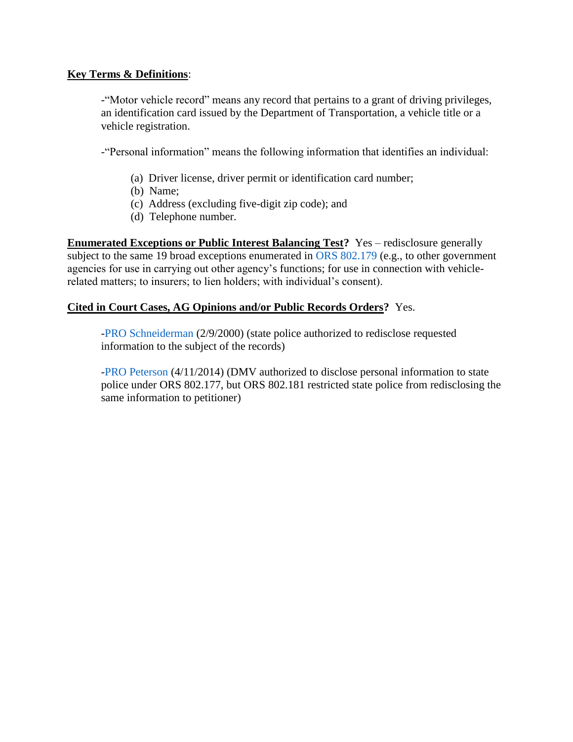**Key Terms & Definitions**:

-"Motor vehicle record" means any record that pertains to a grant of driving privileges, an identification card issued by the Department of Transportation, a vehicle title or a vehicle registration.

-"Personal information" means the following information that identifies an individual:

(a) Driver license, driver permit or identification card number;
(b) Name;
(c) Address (excluding five-digit zip code); and
(d) Telephone number.

**Enumerated Exceptions or Public Interest Balancing Test?** Yes – redisclosure generally subject to the same 19 broad exceptions enumerated in ORS 802.179 (e.g., to other government agencies for use in carrying out other agency's functions; for use in connection with vehicle-related matters; to insurers; to lien holders; with individual's consent).

**Cited in Court Cases, AG Opinions and/or Public Records Orders?** Yes.

-PRO Schneiderman (2/9/2000) (state police authorized to redisclose requested information to the subject of the records)

-PRO Peterson (4/11/2014) (DMV authorized to disclose personal information to state police under ORS 802.177, but ORS 802.181 restricted state police from redisclosing the same information to petitioner)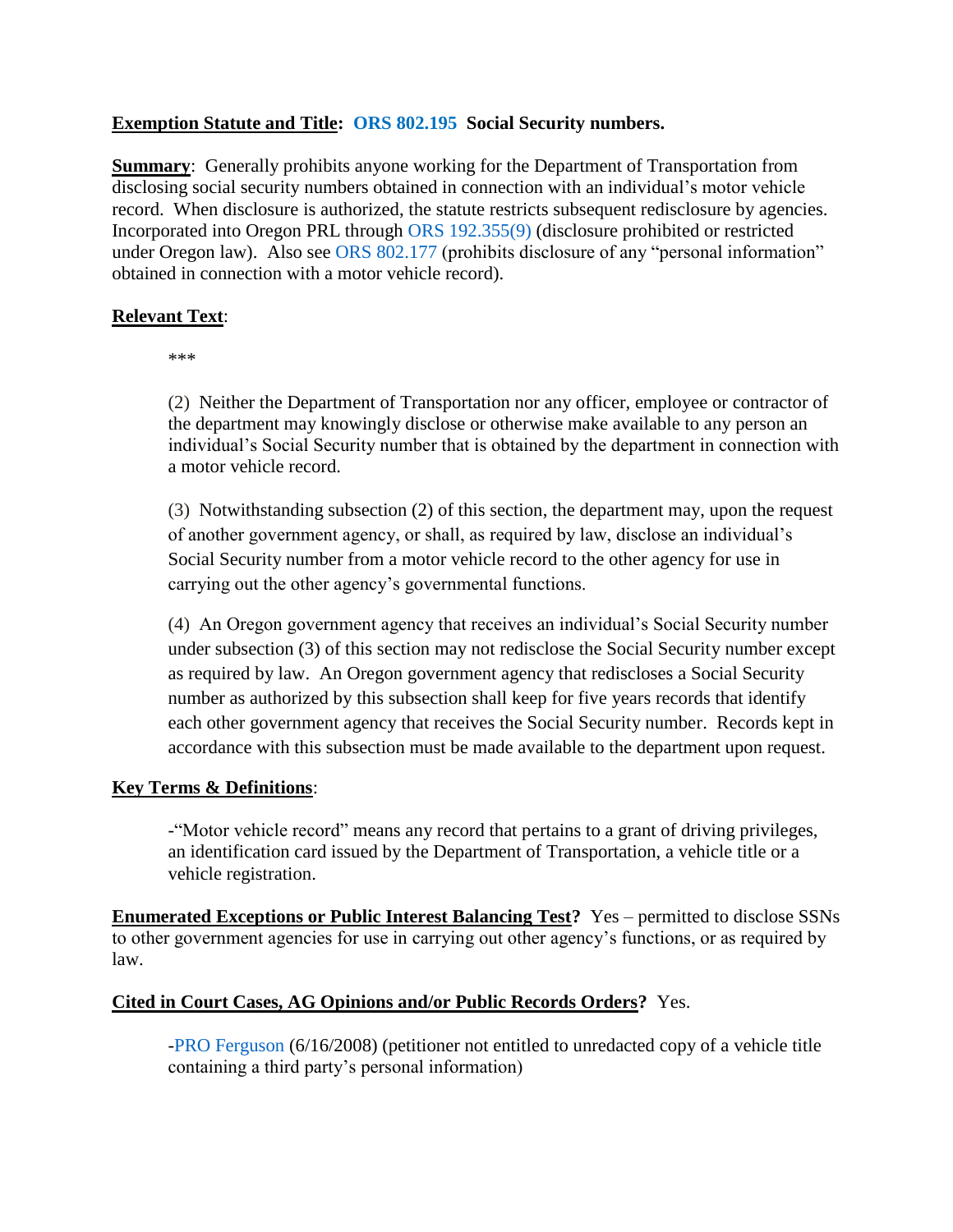**Exemption Statute and Title: ORS 802.195 Social Security numbers.**

**Summary**: Generally prohibits anyone working for the Department of Transportation from disclosing social security numbers obtained in connection with an individual's motor vehicle record. When disclosure is authorized, the statute restricts subsequent redisclosure by agencies. Incorporated into Oregon PRL through ORS 192.355(9) (disclosure prohibited or restricted under Oregon law). Also see ORS 802.177 (prohibits disclosure of any "personal information" obtained in connection with a motor vehicle record).

**Relevant Text**:

> ***
>
> (2) Neither the Department of Transportation nor any officer, employee or contractor of the department may knowingly disclose or otherwise make available to any person an individual's Social Security number that is obtained by the department in connection with a motor vehicle record.
>
> (3) Notwithstanding subsection (2) of this section, the department may, upon the request of another government agency, or shall, as required by law, disclose an individual's Social Security number from a motor vehicle record to the other agency for use in carrying out the other agency's governmental functions.
>
> (4) An Oregon government agency that receives an individual's Social Security number under subsection (3) of this section may not redisclose the Social Security number except as required by law. An Oregon government agency that rediscloses a Social Security number as authorized by this subsection shall keep for five years records that identify each other government agency that receives the Social Security number. Records kept in accordance with this subsection must be made available to the department upon request.

**Key Terms & Definitions**:

> -"Motor vehicle record" means any record that pertains to a grant of driving privileges, an identification card issued by the Department of Transportation, a vehicle title or a vehicle registration.

**Enumerated Exceptions or Public Interest Balancing Test?** Yes – permitted to disclose SSNs to other government agencies for use in carrying out other agency's functions, or as required by law.

**Cited in Court Cases, AG Opinions and/or Public Records Orders?** Yes.

> -PRO Ferguson (6/16/2008) (petitioner not entitled to unredacted copy of a vehicle title containing a third party's personal information)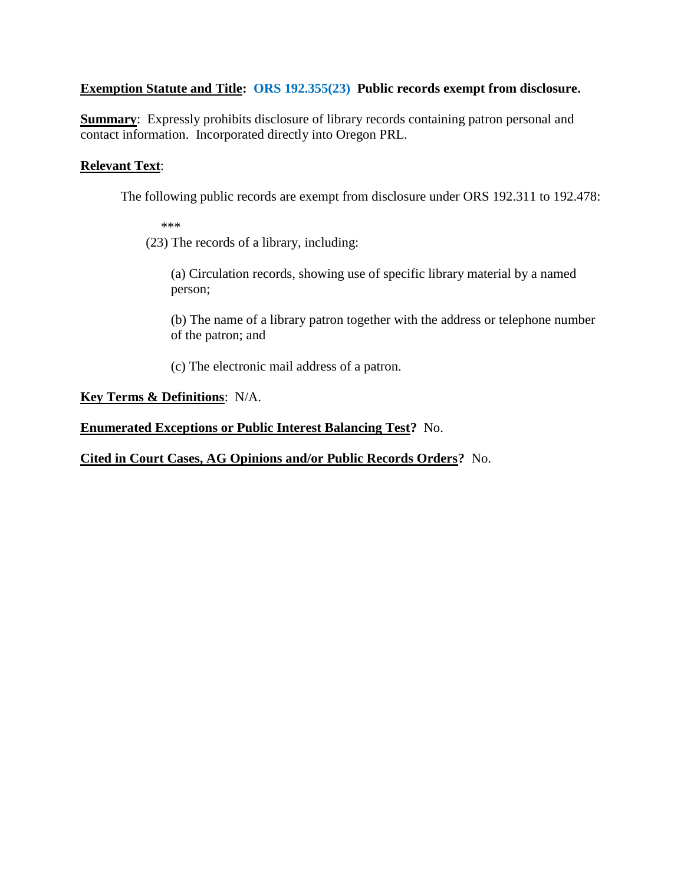**Exemption Statute and Title: ORS 192.355(23) Public records exempt from disclosure.**

**Summary**: Expressly prohibits disclosure of library records containing patron personal and contact information. Incorporated directly into Oregon PRL.

**Relevant Text**:

> The following public records are exempt from disclosure under ORS 192.311 to 192.478:
>
> \*\*\*
>
> (23) The records of a library, including:
>
> > (a) Circulation records, showing use of specific library material by a named person;
> >
> > (b) The name of a library patron together with the address or telephone number of the patron; and
> >
> > (c) The electronic mail address of a patron.

**Key Terms & Definitions**: N/A.

**Enumerated Exceptions or Public Interest Balancing Test?** No.

**Cited in Court Cases, AG Opinions and/or Public Records Orders?** No.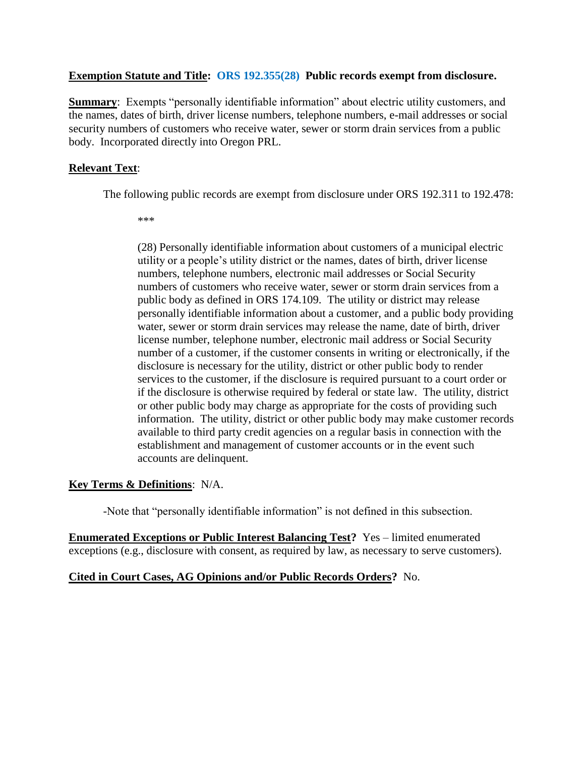**Exemption Statute and Title: ORS 192.355(28) Public records exempt from disclosure.**

**Summary**: Exempts "personally identifiable information" about electric utility customers, and the names, dates of birth, driver license numbers, telephone numbers, e-mail addresses or social security numbers of customers who receive water, sewer or storm drain services from a public body. Incorporated directly into Oregon PRL.

**Relevant Text**:

> The following public records are exempt from disclosure under ORS 192.311 to 192.478:
>
> \*\*\*
>
> (28) Personally identifiable information about customers of a municipal electric utility or a people's utility district or the names, dates of birth, driver license numbers, telephone numbers, electronic mail addresses or Social Security numbers of customers who receive water, sewer or storm drain services from a public body as defined in ORS 174.109. The utility or district may release personally identifiable information about a customer, and a public body providing water, sewer or storm drain services may release the name, date of birth, driver license number, telephone number, electronic mail address or Social Security number of a customer, if the customer consents in writing or electronically, if the disclosure is necessary for the utility, district or other public body to render services to the customer, if the disclosure is required pursuant to a court order or if the disclosure is otherwise required by federal or state law. The utility, district or other public body may charge as appropriate for the costs of providing such information. The utility, district or other public body may make customer records available to third party credit agencies on a regular basis in connection with the establishment and management of customer accounts or in the event such accounts are delinquent.

**Key Terms & Definitions**: N/A.

-Note that "personally identifiable information" is not defined in this subsection.

**Enumerated Exceptions or Public Interest Balancing Test?** Yes – limited enumerated exceptions (e.g., disclosure with consent, as required by law, as necessary to serve customers).

**Cited in Court Cases, AG Opinions and/or Public Records Orders?** No.